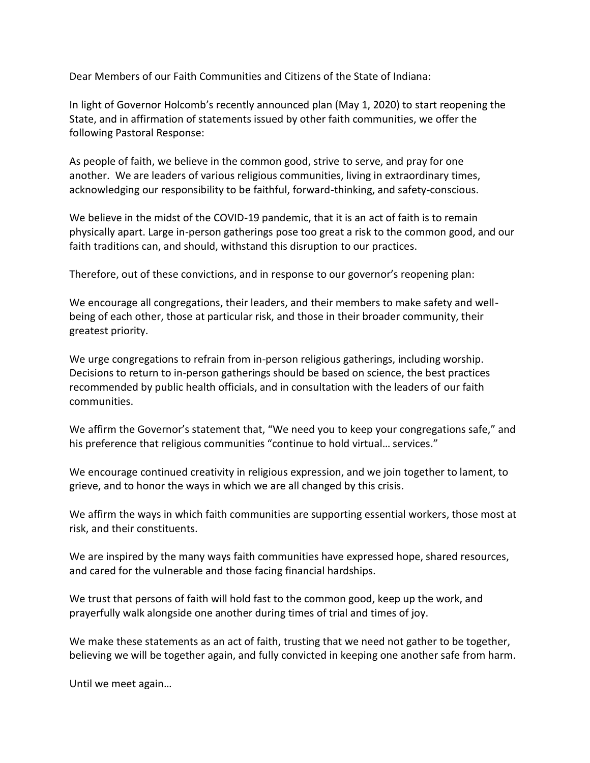Dear Members of our Faith Communities and Citizens of the State of Indiana:

In light of Governor Holcomb's recently announced plan (May 1, 2020) to start reopening the State, and in affirmation of statements issued by other faith communities, we offer the following Pastoral Response:

As people of faith, we believe in the common good, strive to serve, and pray for one another. We are leaders of various religious communities, living in extraordinary times, acknowledging our responsibility to be faithful, forward-thinking, and safety-conscious.

We believe in the midst of the COVID-19 pandemic, that it is an act of faith is to remain physically apart. Large in-person gatherings pose too great a risk to the common good, and our faith traditions can, and should, withstand this disruption to our practices.

Therefore, out of these convictions, and in response to our governor's reopening plan:

We encourage all congregations, their leaders, and their members to make safety and well-being of each other, those at particular risk, and those in their broader community, their greatest priority.

We urge congregations to refrain from in-person religious gatherings, including worship. Decisions to return to in-person gatherings should be based on science, the best practices recommended by public health officials, and in consultation with the leaders of our faith communities.

We affirm the Governor's statement that, "We need you to keep your congregations safe," and his preference that religious communities "continue to hold virtual… services."

We encourage continued creativity in religious expression, and we join together to lament, to grieve, and to honor the ways in which we are all changed by this crisis.

We affirm the ways in which faith communities are supporting essential workers, those most at risk, and their constituents.

We are inspired by the many ways faith communities have expressed hope, shared resources, and cared for the vulnerable and those facing financial hardships.

We trust that persons of faith will hold fast to the common good, keep up the work, and prayerfully walk alongside one another during times of trial and times of joy.

We make these statements as an act of faith, trusting that we need not gather to be together, believing we will be together again, and fully convicted in keeping one another safe from harm.

Until we meet again…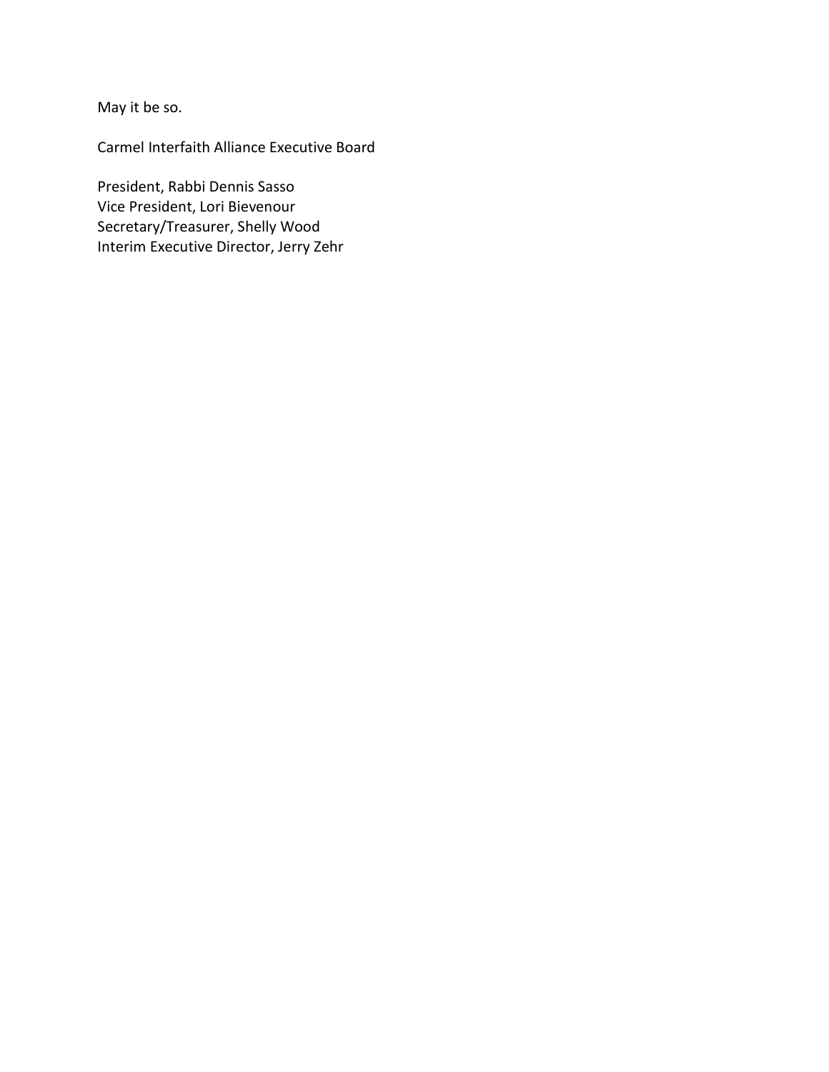May it be so.

Carmel Interfaith Alliance Executive Board

President, Rabbi Dennis Sasso
Vice President, Lori Bievenour
Secretary/Treasurer, Shelly Wood
Interim Executive Director, Jerry Zehr